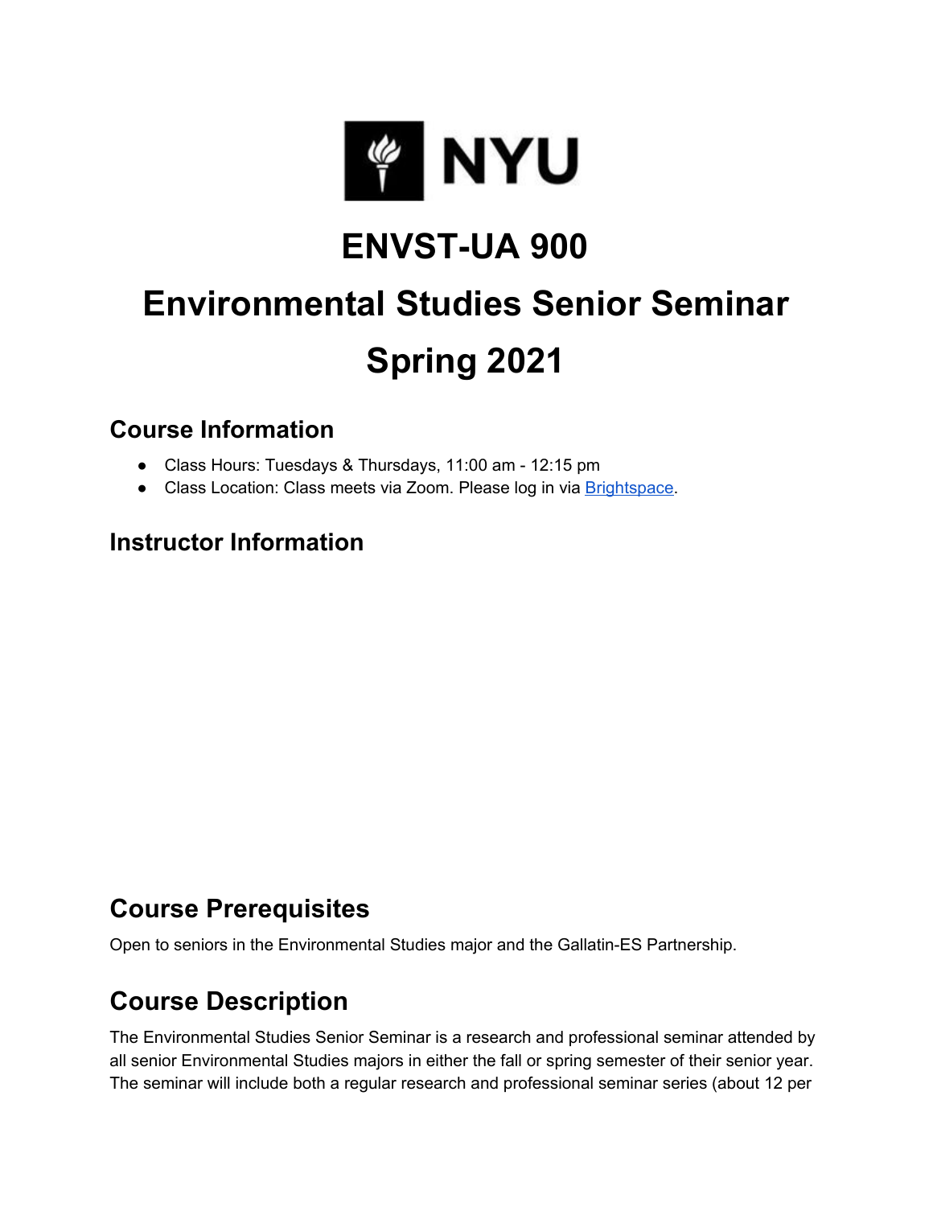# ENVST-UA 900

# Environmental Studies Senior Seminar

# Spring 2021

## Course Information

- Class Hours: Tuesdays & Thursdays, 11:00 am - 12:15 pm
- Class Location: Class meets via Zoom. Please log in via [Brightspace](Brightspace).

## Instructor Information

## Course Prerequisites

Open to seniors in the Environmental Studies major and the Gallatin-ES Partnership.

## Course Description

The Environmental Studies Senior Seminar is a research and professional seminar attended by all senior Environmental Studies majors in either the fall or spring semester of their senior year. The seminar will include both a regular research and professional seminar series (about 12 per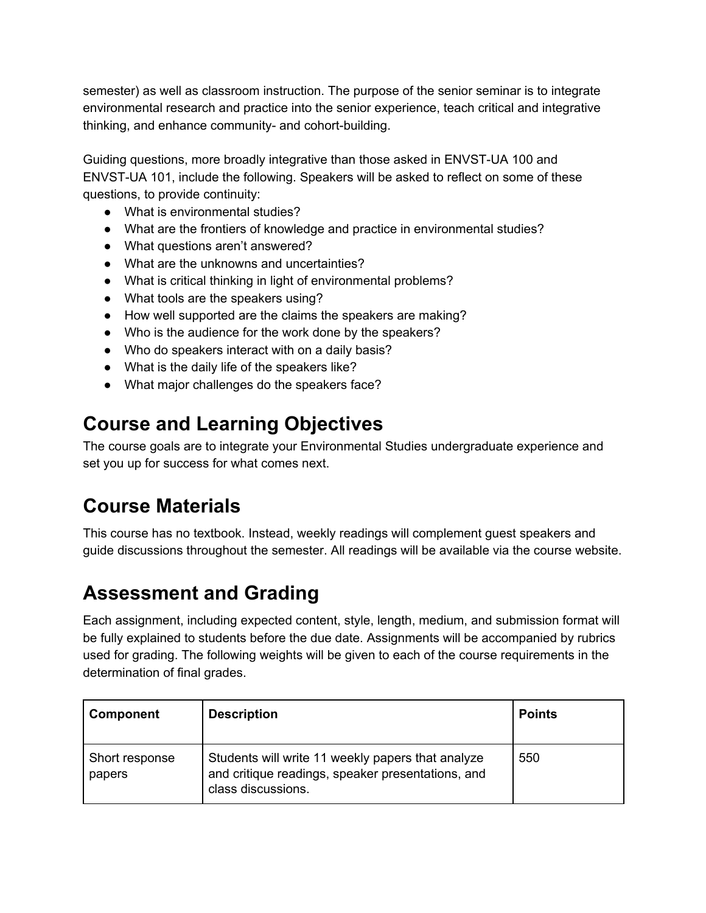semester) as well as classroom instruction. The purpose of the senior seminar is to integrate environmental research and practice into the senior experience, teach critical and integrative thinking, and enhance community- and cohort-building.

Guiding questions, more broadly integrative than those asked in ENVST-UA 100 and ENVST-UA 101, include the following. Speakers will be asked to reflect on some of these questions, to provide continuity:

- What is environmental studies?
- What are the frontiers of knowledge and practice in environmental studies?
- What questions aren't answered?
- What are the unknowns and uncertainties?
- What is critical thinking in light of environmental problems?
- What tools are the speakers using?
- How well supported are the claims the speakers are making?
- Who is the audience for the work done by the speakers?
- Who do speakers interact with on a daily basis?
- What is the daily life of the speakers like?
- What major challenges do the speakers face?

# Course and Learning Objectives

The course goals are to integrate your Environmental Studies undergraduate experience and set you up for success for what comes next.

# Course Materials

This course has no textbook. Instead, weekly readings will complement guest speakers and guide discussions throughout the semester. All readings will be available via the course website.

# Assessment and Grading

Each assignment, including expected content, style, length, medium, and submission format will be fully explained to students before the due date. Assignments will be accompanied by rubrics used for grading. The following weights will be given to each of the course requirements in the determination of final grades.

| Component | Description | Points |
| --- | --- | --- |
| Short response papers | Students will write 11 weekly papers that analyze and critique readings, speaker presentations, and class discussions. | 550 |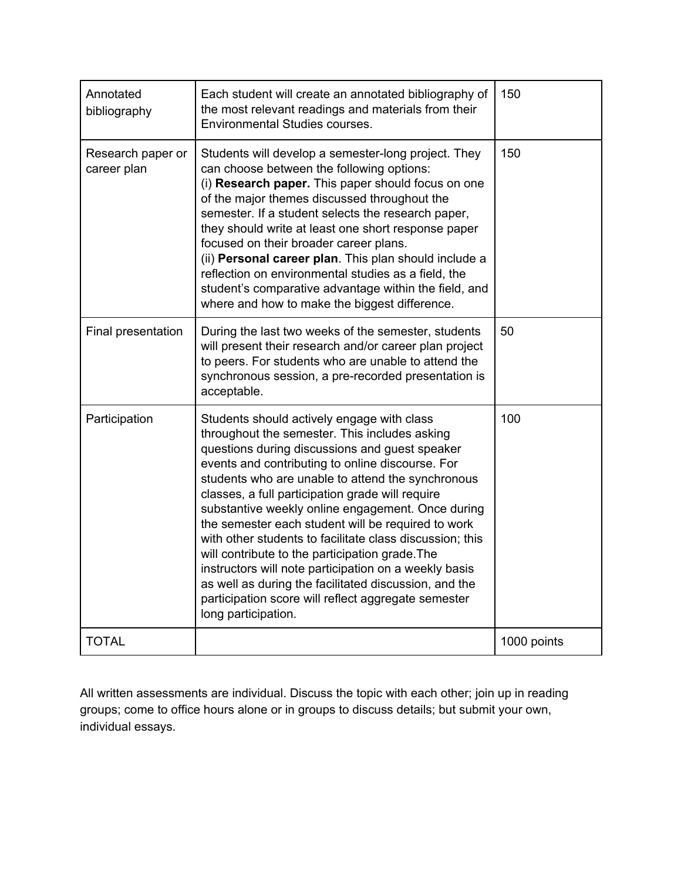| | | |
|---|---|---|
| Annotated bibliography | Each student will create an annotated bibliography of the most relevant readings and materials from their Environmental Studies courses. | 150 |
| Research paper or career plan | Students will develop a semester-long project. They can choose between the following options:<br>(i) **Research paper.** This paper should focus on one of the major themes discussed throughout the semester. If a student selects the research paper, they should write at least one short response paper focused on their broader career plans.<br>(ii) **Personal career plan**. This plan should include a reflection on environmental studies as a field, the student's comparative advantage within the field, and where and how to make the biggest difference. | 150 |
| Final presentation | During the last two weeks of the semester, students will present their research and/or career plan project to peers. For students who are unable to attend the synchronous session, a pre-recorded presentation is acceptable. | 50 |
| Participation | Students should actively engage with class throughout the semester. This includes asking questions during discussions and guest speaker events and contributing to online discourse. For students who are unable to attend the synchronous classes, a full participation grade will require substantive weekly online engagement. Once during the semester each student will be required to work with other students to facilitate class discussion; this will contribute to the participation grade.The instructors will note participation on a weekly basis as well as during the facilitated discussion, and the participation score will reflect aggregate semester long participation. | 100 |
| TOTAL | | 1000 points |

All written assessments are individual. Discuss the topic with each other; join up in reading groups; come to office hours alone or in groups to discuss details; but submit your own, individual essays.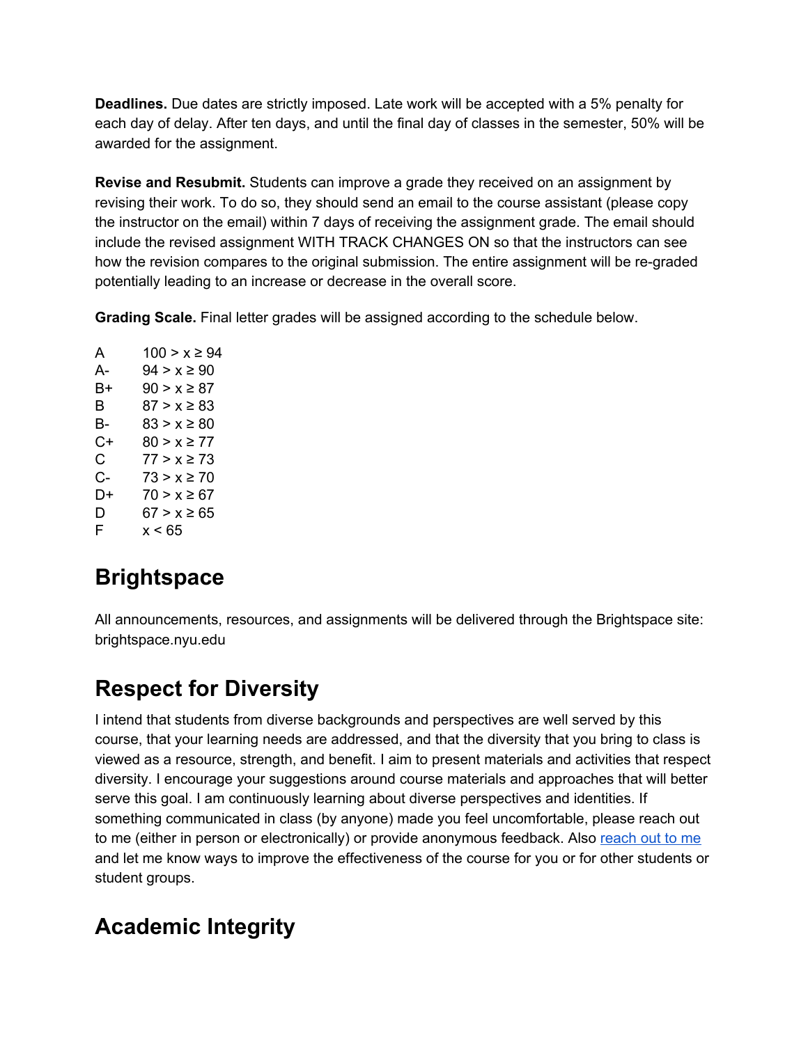**Deadlines.** Due dates are strictly imposed. Late work will be accepted with a 5% penalty for each day of delay. After ten days, and until the final day of classes in the semester, 50% will be awarded for the assignment.

**Revise and Resubmit.** Students can improve a grade they received on an assignment by revising their work. To do so, they should send an email to the course assistant (please copy the instructor on the email) within 7 days of receiving the assignment grade. The email should include the revised assignment WITH TRACK CHANGES ON so that the instructors can see how the revision compares to the original submission. The entire assignment will be re-graded potentially leading to an increase or decrease in the overall score.

**Grading Scale.** Final letter grades will be assigned according to the schedule below.

| | |
|---|---|
| A | $100 > x \geq 94$ |
| A- | $94 > x \geq 90$ |
| B+ | $90 > x \geq 87$ |
| B | $87 > x \geq 83$ |
| B- | $83 > x \geq 80$ |
| C+ | $80 > x \geq 77$ |
| C | $77 > x \geq 73$ |
| C- | $73 > x \geq 70$ |
| D+ | $70 > x \geq 67$ |
| D | $67 > x \geq 65$ |
| F | $x < 65$ |

# Brightspace

All announcements, resources, and assignments will be delivered through the Brightspace site: brightspace.nyu.edu

# Respect for Diversity

I intend that students from diverse backgrounds and perspectives are well served by this course, that your learning needs are addressed, and that the diversity that you bring to class is viewed as a resource, strength, and benefit. I aim to present materials and activities that respect diversity. I encourage your suggestions around course materials and approaches that will better serve this goal. I am continuously learning about diverse perspectives and identities. If something communicated in class (by anyone) made you feel uncomfortable, please reach out to me (either in person or electronically) or provide anonymous feedback. Also reach out to me and let me know ways to improve the effectiveness of the course for you or for other students or student groups.

# Academic Integrity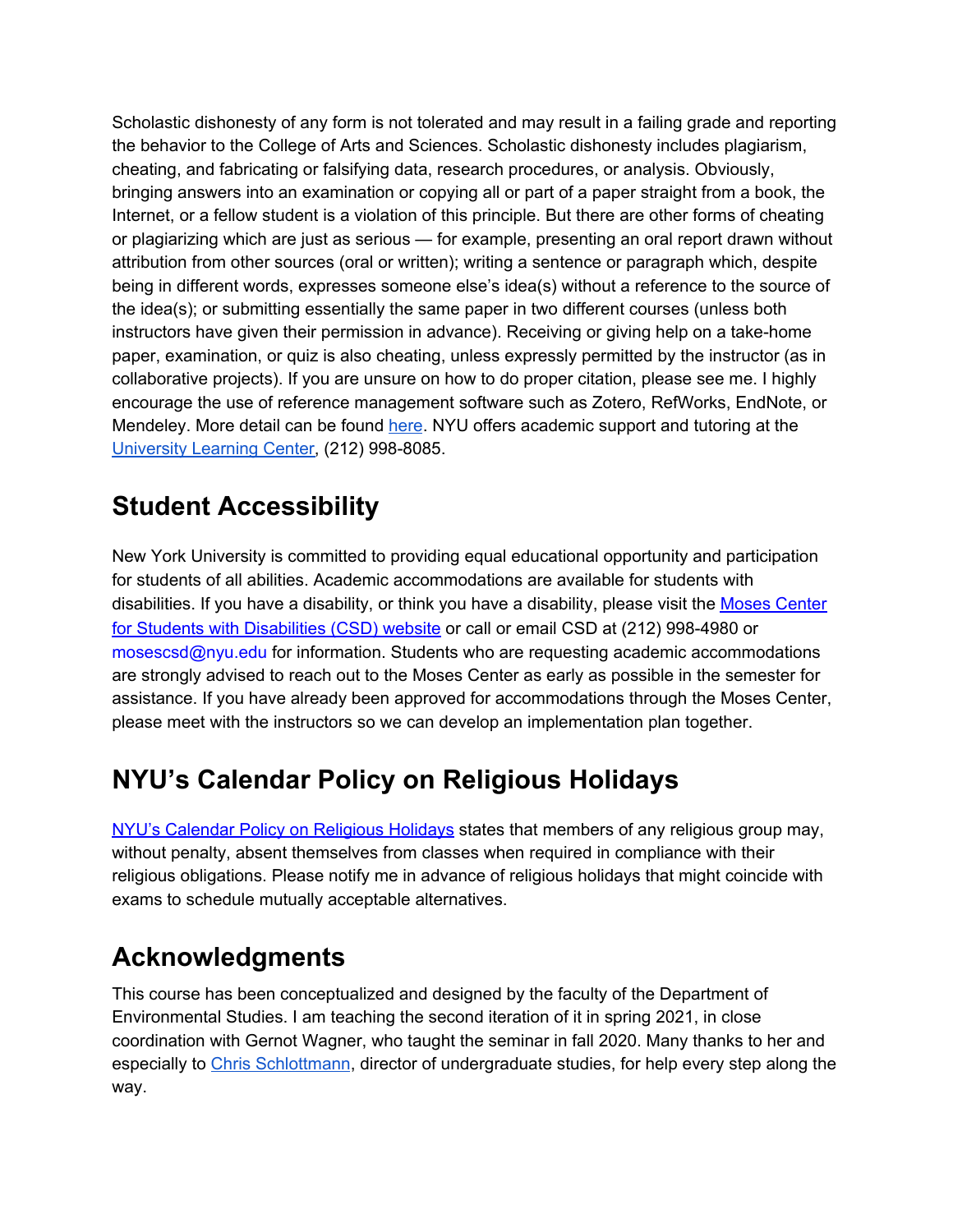Scholastic dishonesty of any form is not tolerated and may result in a failing grade and reporting the behavior to the College of Arts and Sciences. Scholastic dishonesty includes plagiarism, cheating, and fabricating or falsifying data, research procedures, or analysis. Obviously, bringing answers into an examination or copying all or part of a paper straight from a book, the Internet, or a fellow student is a violation of this principle. But there are other forms of cheating or plagiarizing which are just as serious — for example, presenting an oral report drawn without attribution from other sources (oral or written); writing a sentence or paragraph which, despite being in different words, expresses someone else's idea(s) without a reference to the source of the idea(s); or submitting essentially the same paper in two different courses (unless both instructors have given their permission in advance). Receiving or giving help on a take-home paper, examination, or quiz is also cheating, unless expressly permitted by the instructor (as in collaborative projects). If you are unsure on how to do proper citation, please see me. I highly encourage the use of reference management software such as Zotero, RefWorks, EndNote, or Mendeley. More detail can be found here. NYU offers academic support and tutoring at the University Learning Center, (212) 998-8085.

## Student Accessibility

New York University is committed to providing equal educational opportunity and participation for students of all abilities. Academic accommodations are available for students with disabilities. If you have a disability, or think you have a disability, please visit the Moses Center for Students with Disabilities (CSD) website or call or email CSD at (212) 998-4980 or mosescsd@nyu.edu for information. Students who are requesting academic accommodations are strongly advised to reach out to the Moses Center as early as possible in the semester for assistance. If you have already been approved for accommodations through the Moses Center, please meet with the instructors so we can develop an implementation plan together.

## NYU's Calendar Policy on Religious Holidays

NYU's Calendar Policy on Religious Holidays states that members of any religious group may, without penalty, absent themselves from classes when required in compliance with their religious obligations. Please notify me in advance of religious holidays that might coincide with exams to schedule mutually acceptable alternatives.

## Acknowledgments

This course has been conceptualized and designed by the faculty of the Department of Environmental Studies. I am teaching the second iteration of it in spring 2021, in close coordination with Gernot Wagner, who taught the seminar in fall 2020. Many thanks to her and especially to Chris Schlottmann, director of undergraduate studies, for help every step along the way.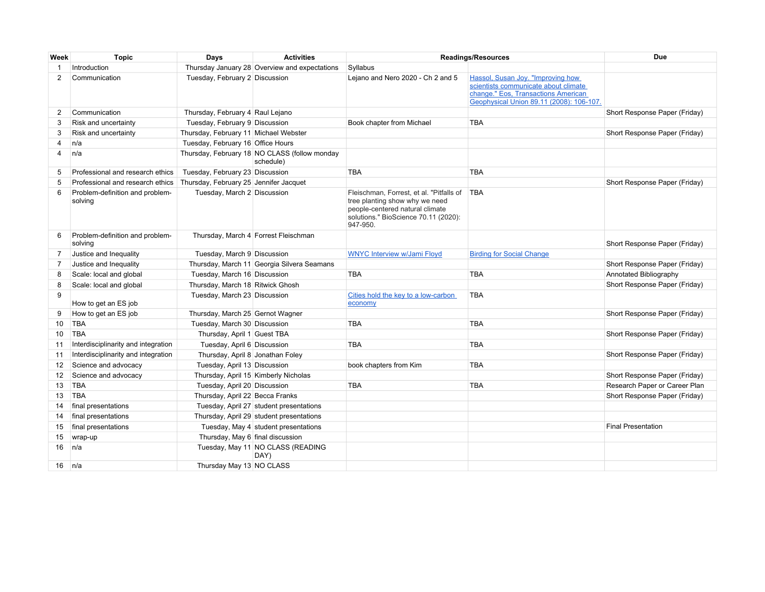| Week | Topic | Days | Activities | Readings/Resources | | Due |
|---|---|---|---|---|---|---|
| 1 | Introduction | Thursday January 28 | Overview and expectations | Syllabus | | |
| 2 | Communication | Tuesday, February 2 | Discussion | Lejano and Nero 2020 - Ch 2 and 5 | Hassol, Susan Joy. "Improving how scientists communicate about climate change." Eos, Transactions American Geophysical Union 89.11 (2008): 106-107. | |
| 2 | Communication | Thursday, February 4 | Raul Lejano | | | Short Response Paper (Friday) |
| 3 | Risk and uncertainty | Tuesday, February 9 | Discussion | Book chapter from Michael | TBA | |
| 3 | Risk and uncertainty | Thursday, February 11 | Michael Webster | | | Short Response Paper (Friday) |
| 4 | n/a | Tuesday, February 16 | Office Hours | | | |
| 4 | n/a | Thursday, February 18 | NO CLASS (follow monday schedule) | | | |
| 5 | Professional and research ethics | Tuesday, February 23 | Discussion | TBA | TBA | |
| 5 | Professional and research ethics | Thursday, February 25 | Jennifer Jacquet | | | Short Response Paper (Friday) |
| 6 | Problem-definition and problem-solving | Tuesday, March 2 | Discussion | Fleischman, Forrest, et al. "Pitfalls of tree planting show why we need people-centered natural climate solutions." BioScience 70.11 (2020): 947-950. | TBA | |
| 6 | Problem-definition and problem-solving | Thursday, March 4 | Forrest Fleischman | | | Short Response Paper (Friday) |
| 7 | Justice and Inequality | Tuesday, March 9 | Discussion | WNYC Interview w/Jami Floyd | Birding for Social Change | |
| 7 | Justice and Inequality | Thursday, March 11 | Georgia Silvera Seamans | | | Short Response Paper (Friday) |
| 8 | Scale: local and global | Tuesday, March 16 | Discussion | TBA | TBA | Annotated Bibliography |
| 8 | Scale: local and global | Thursday, March 18 | Ritwick Ghosh | | | Short Response Paper (Friday) |
| 9 | How to get an ES job | Tuesday, March 23 | Discussion | Cities hold the key to a low-carbon economy | TBA | |
| 9 | How to get an ES job | Thursday, March 25 | Gernot Wagner | | | Short Response Paper (Friday) |
| 10 | TBA | Tuesday, March 30 | Discussion | TBA | TBA | |
| 10 | TBA | Thursday, April 1 | Guest TBA | | | Short Response Paper (Friday) |
| 11 | Interdisciplinarity and integration | Tuesday, April 6 | Discussion | TBA | TBA | |
| 11 | Interdisciplinarity and integration | Thursday, April 8 | Jonathan Foley | | | Short Response Paper (Friday) |
| 12 | Science and advocacy | Tuesday, April 13 | Discussion | book chapters from Kim | TBA | |
| 12 | Science and advocacy | Thursday, April 15 | Kimberly Nicholas | | | Short Response Paper (Friday) |
| 13 | TBA | Tuesday, April 20 | Discussion | TBA | TBA | Research Paper or Career Plan |
| 13 | TBA | Thursday, April 22 | Becca Franks | | | Short Response Paper (Friday) |
| 14 | final presentations | Tuesday, April 27 | student presentations | | | |
| 14 | final presentations | Thursday, April 29 | student presentations | | | |
| 15 | final presentations | Tuesday, May 4 | student presentations | | | Final Presentation |
| 15 | wrap-up | Thursday, May 6 | final discussion | | | |
| 16 | n/a | Tuesday, May 11 | NO CLASS (READING DAY) | | | |
| 16 | n/a | Thursday May 13 | NO CLASS | | | |